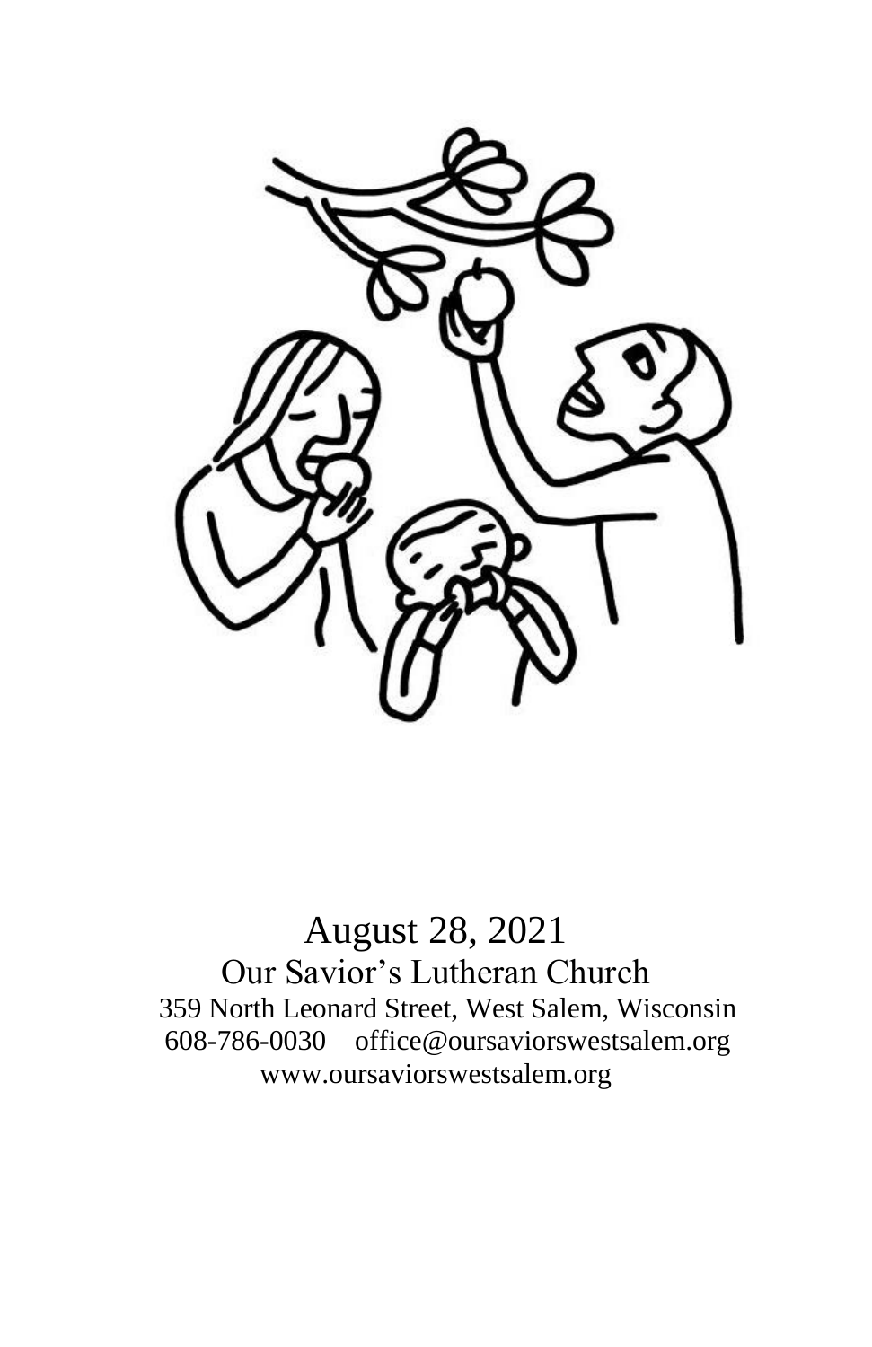August 28, 2021

Our Savior's Lutheran Church

359 North Leonard Street, West Salem, Wisconsin

608-786-0030 office@oursaviorswestsalem.org

www.oursaviorswestsalem.org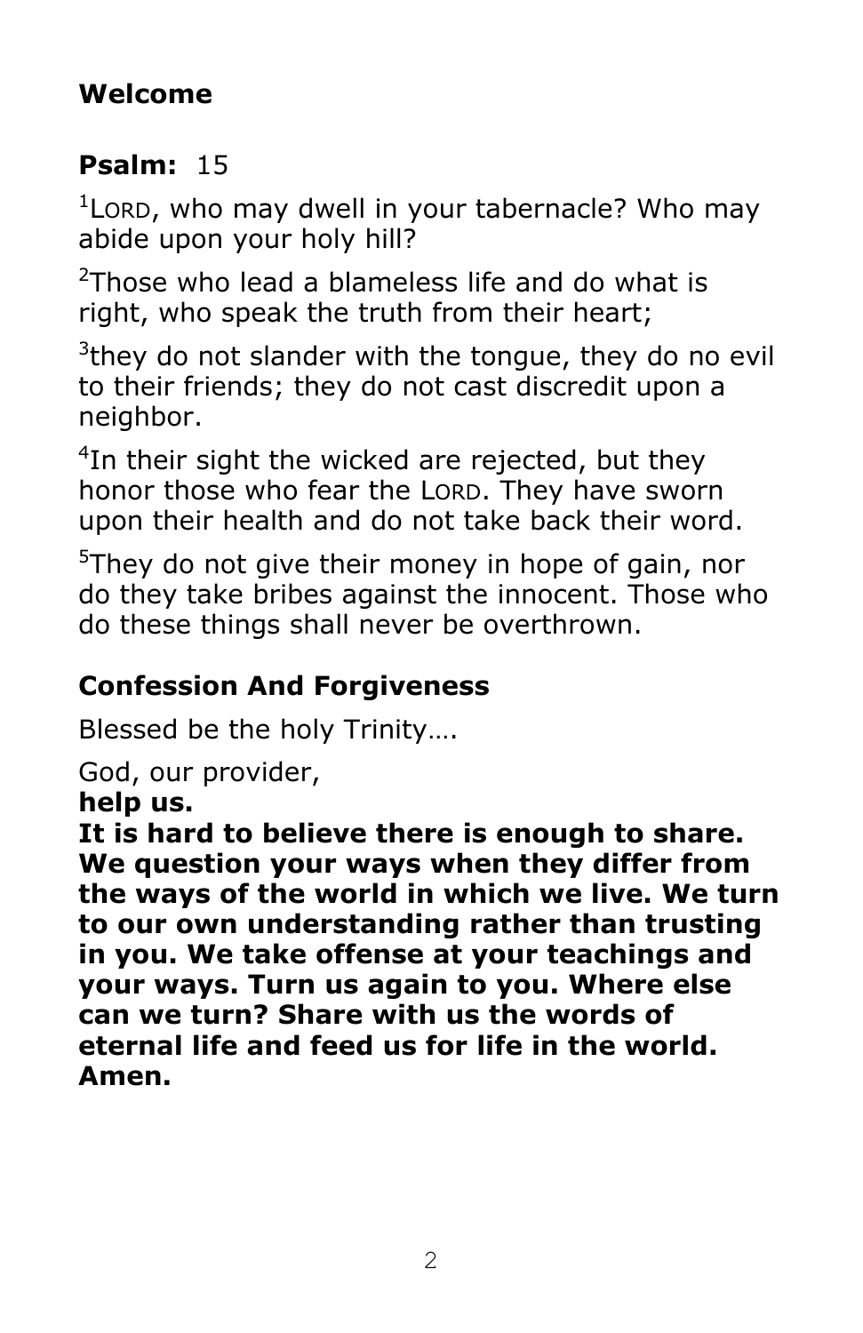**Welcome**

**Psalm:** 15

[1]LORD, who may dwell in your tabernacle? Who may abide upon your holy hill?

[2]Those who lead a blameless life and do what is right, who speak the truth from their heart;

[3]they do not slander with the tongue, they do no evil to their friends; they do not cast discredit upon a neighbor.

[4]In their sight the wicked are rejected, but they honor those who fear the LORD. They have sworn upon their health and do not take back their word.

[5]They do not give their money in hope of gain, nor do they take bribes against the innocent. Those who do these things shall never be overthrown.

**Confession And Forgiveness**

Blessed be the holy Trinity….

God, our provider,
**help us.**
**It is hard to believe there is enough to share. We question your ways when they differ from the ways of the world in which we live. We turn to our own understanding rather than trusting in you. We take offense at your teachings and your ways. Turn us again to you. Where else can we turn? Share with us the words of eternal life and feed us for life in the world. Amen.**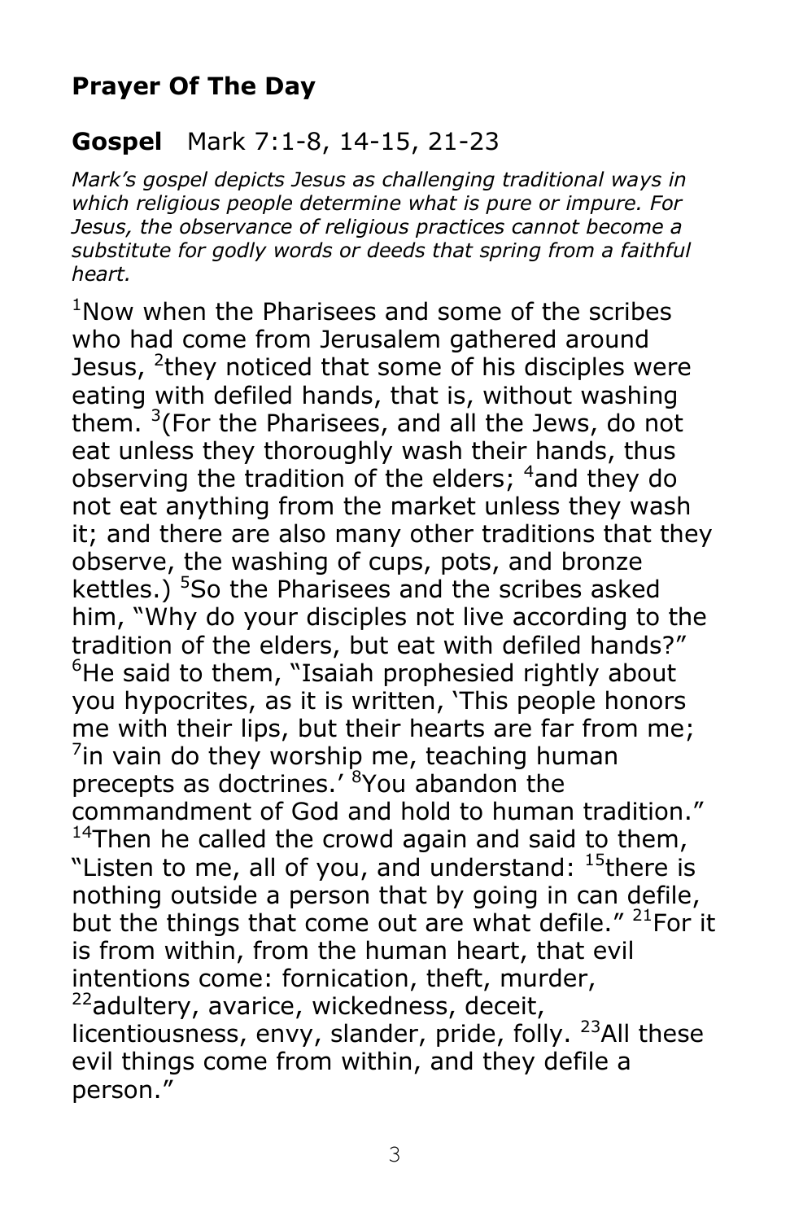## Prayer Of The Day

## **Gospel** Mark 7:1-8, 14-15, 21-23

*Mark's gospel depicts Jesus as challenging traditional ways in which religious people determine what is pure or impure. For Jesus, the observance of religious practices cannot become a substitute for godly words or deeds that spring from a faithful heart.*

[1]Now when the Pharisees and some of the scribes who had come from Jerusalem gathered around Jesus, [2]they noticed that some of his disciples were eating with defiled hands, that is, without washing them. [3](For the Pharisees, and all the Jews, do not eat unless they thoroughly wash their hands, thus observing the tradition of the elders; [4]and they do not eat anything from the market unless they wash it; and there are also many other traditions that they observe, the washing of cups, pots, and bronze kettles.) [5]So the Pharisees and the scribes asked him, "Why do your disciples not live according to the tradition of the elders, but eat with defiled hands?" [6]He said to them, "Isaiah prophesied rightly about you hypocrites, as it is written, 'This people honors me with their lips, but their hearts are far from me; [7]in vain do they worship me, teaching human precepts as doctrines.' [8]You abandon the commandment of God and hold to human tradition." [14]Then he called the crowd again and said to them, "Listen to me, all of you, and understand: [15]there is nothing outside a person that by going in can defile, but the things that come out are what defile." [21]For it is from within, from the human heart, that evil intentions come: fornication, theft, murder, [22]adultery, avarice, wickedness, deceit, licentiousness, envy, slander, pride, folly. [23]All these evil things come from within, and they defile a person."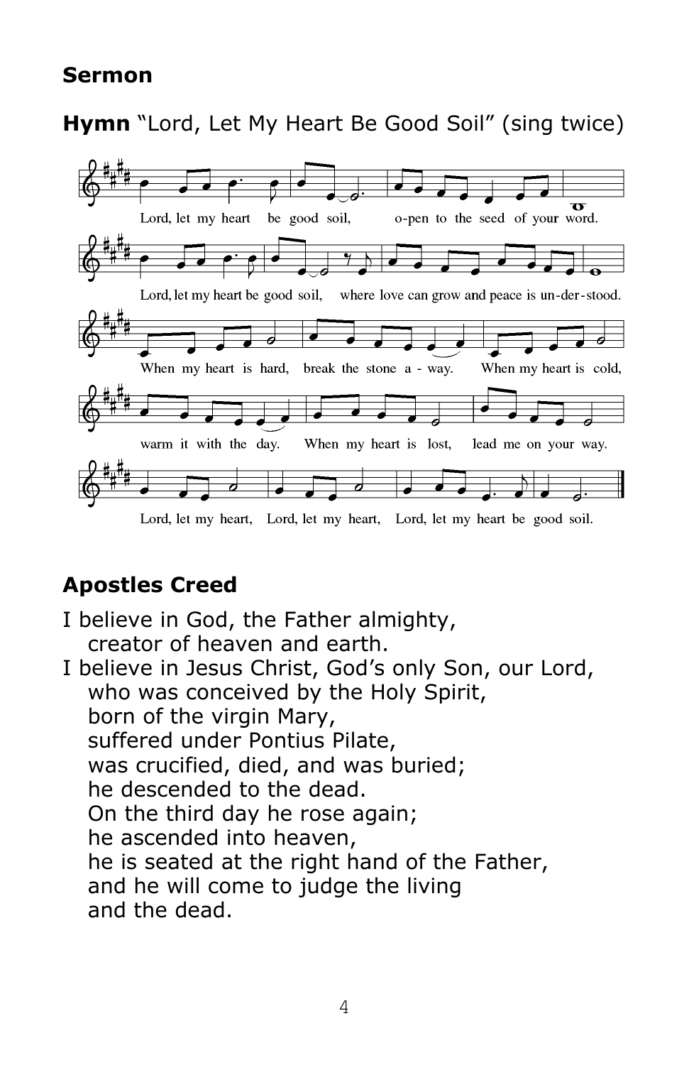## Sermon

**Hymn** "Lord, Let My Heart Be Good Soil" (sing twice)

Lord, let my heart be good soil, o-pen to the seed of your word.

Lord, let my heart be good soil, where love can grow and peace is un-der-stood.

When my heart is hard, break the stone a - way. When my heart is cold,

warm it with the day. When my heart is lost, lead me on your way.

Lord, let my heart, Lord, let my heart, Lord, let my heart be good soil.

## Apostles Creed

I believe in God, the Father almighty,
creator of heaven and earth.
I believe in Jesus Christ, God's only Son, our Lord,
who was conceived by the Holy Spirit,
born of the virgin Mary,
suffered under Pontius Pilate,
was crucified, died, and was buried;
he descended to the dead.
On the third day he rose again;
he ascended into heaven,
he is seated at the right hand of the Father,
and he will come to judge the living
and the dead.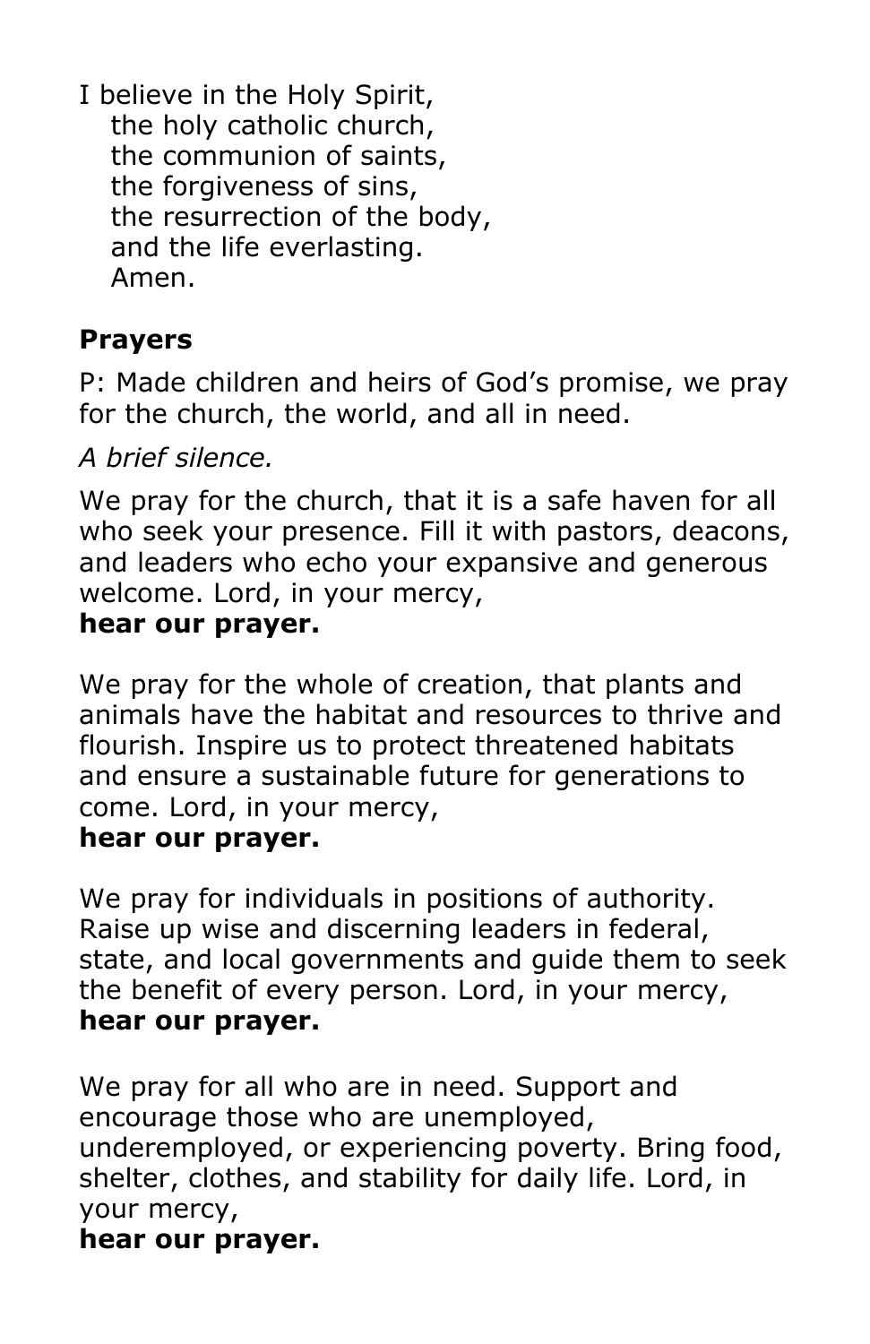I believe in the Holy Spirit,
the holy catholic church,
the communion of saints,
the forgiveness of sins,
the resurrection of the body,
and the life everlasting.
Amen.

## Prayers

P: Made children and heirs of God's promise, we pray for the church, the world, and all in need.

*A brief silence.*

We pray for the church, that it is a safe haven for all who seek your presence. Fill it with pastors, deacons, and leaders who echo your expansive and generous welcome. Lord, in your mercy,
**hear our prayer.**

We pray for the whole of creation, that plants and animals have the habitat and resources to thrive and flourish. Inspire us to protect threatened habitats and ensure a sustainable future for generations to come. Lord, in your mercy,
**hear our prayer.**

We pray for individuals in positions of authority. Raise up wise and discerning leaders in federal, state, and local governments and guide them to seek the benefit of every person. Lord, in your mercy,
**hear our prayer.**

We pray for all who are in need. Support and encourage those who are unemployed, underemployed, or experiencing poverty. Bring food, shelter, clothes, and stability for daily life. Lord, in your mercy,
**hear our prayer.**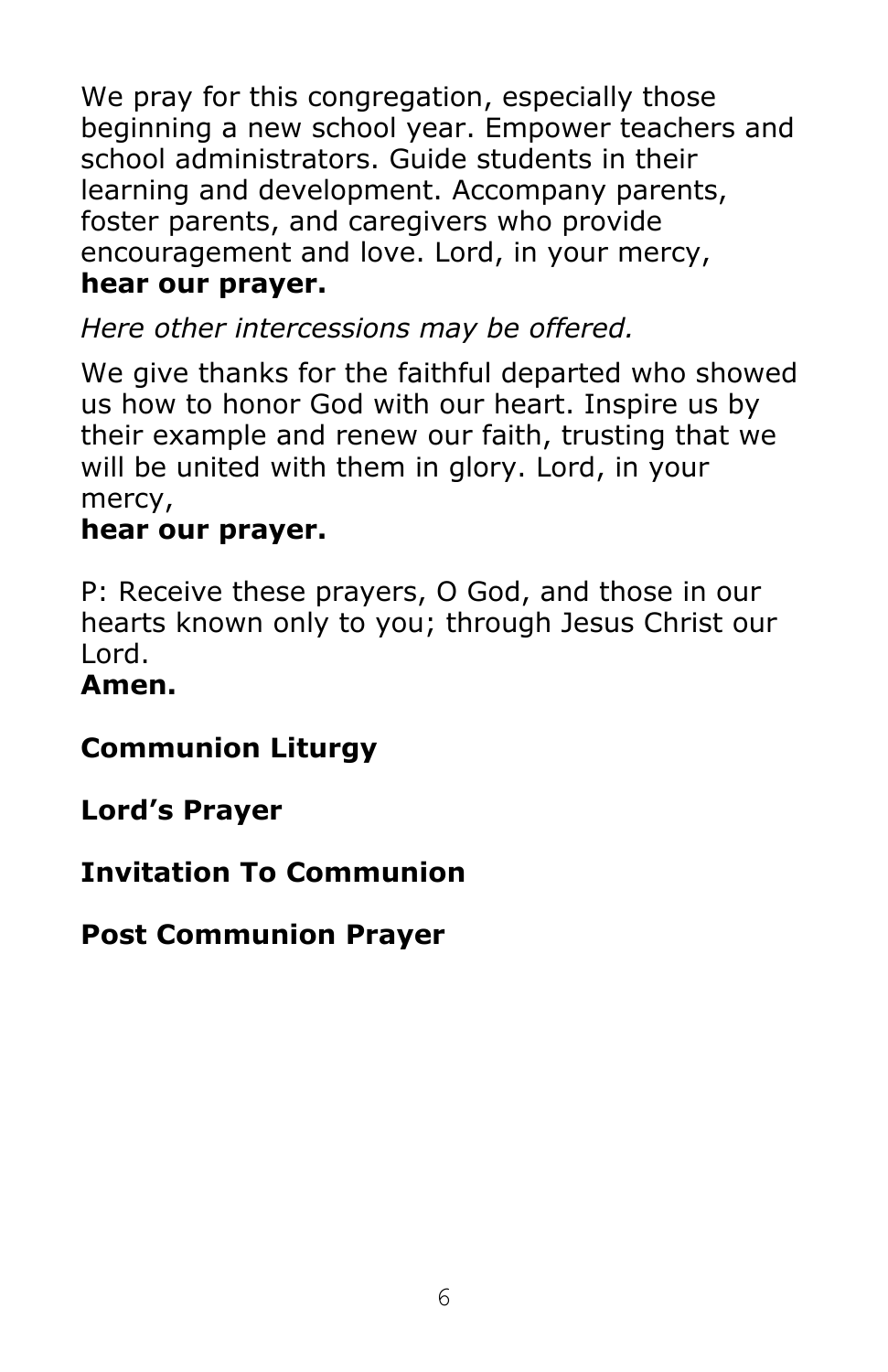We pray for this congregation, especially those beginning a new school year. Empower teachers and school administrators. Guide students in their learning and development. Accompany parents, foster parents, and caregivers who provide encouragement and love. Lord, in your mercy,
**hear our prayer.**

*Here other intercessions may be offered.*

We give thanks for the faithful departed who showed us how to honor God with our heart. Inspire us by their example and renew our faith, trusting that we will be united with them in glory. Lord, in your mercy,
**hear our prayer.**

P: Receive these prayers, O God, and those in our hearts known only to you; through Jesus Christ our Lord.
**Amen.**

**Communion Liturgy**

**Lord's Prayer**

**Invitation To Communion**

**Post Communion Prayer**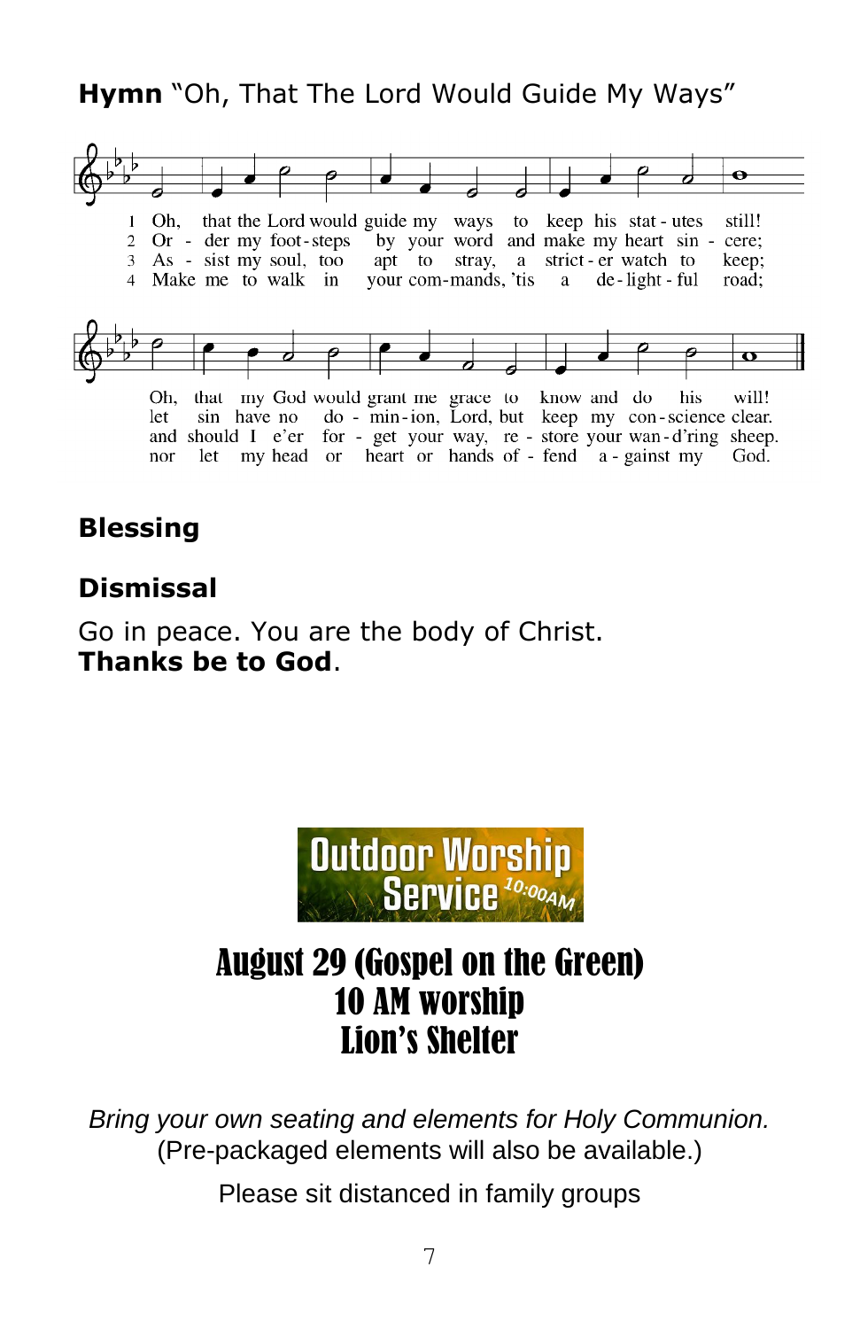**Hymn** "Oh, That The Lord Would Guide My Ways"

1 Oh, that the Lord would guide my ways to keep his stat - utes still! Oh, that my God would grant me grace to know and do his will!

2 Or - der my foot-steps by your word and make my heart sin - cere; let sin have no do - min-ion, Lord, but keep my con-science clear.

3 As - sist my soul, too apt to stray, a strict-er watch to keep; and should I e'er for - get your way, re - store your wan-d'ring sheep.

4 Make me to walk in your com-mands, 'tis a de-light-ful road; nor let my head or heart or hands of - fend a - gainst my God.

## Blessing

## Dismissal

Go in peace. You are the body of Christ.
**Thanks be to God**.

Outdoor Worship Service 10:00AM

# August 29 (Gospel on the Green)
# 10 AM worship
# Lion's Shelter

*Bring your own seating and elements for Holy Communion.*
(Pre-packaged elements will also be available.)

Please sit distanced in family groups